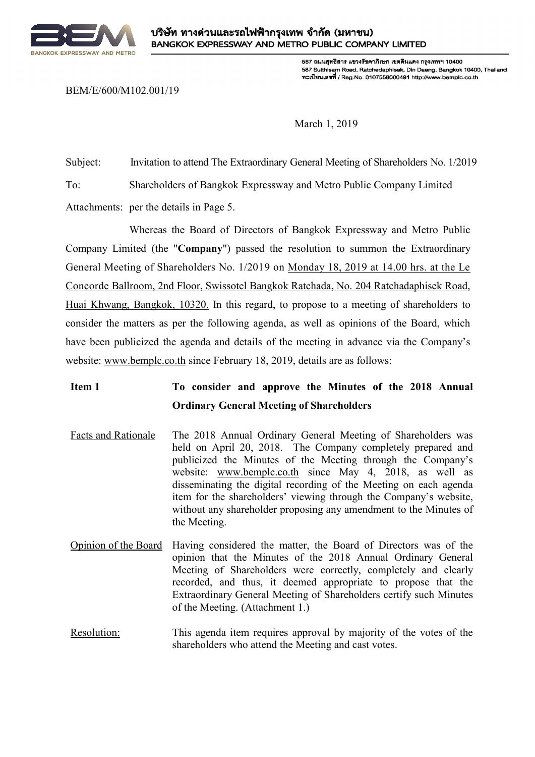บริษัท ทางด่วนและรถไฟฟ้ากรุงเทพ จำกัด (มหาชน)
BANGKOK EXPRESSWAY AND METRO PUBLIC COMPANY LIMITED

587 ถนนสุทธิสาร แขวงรัชดาภิเษก เขตดินแดง กรุงเทพฯ 10400
587 Sutthisarn Road, Ratchadaphisek, Din Daeng, Bangkok 10400, Thailand
ทะเบียนเลขที่ / Reg.No. 0107558000491 http://www.bemplc.co.th

BEM/E/600/M102.001/19

March 1, 2019

Subject: Invitation to attend The Extraordinary General Meeting of Shareholders No. 1/2019

To: Shareholders of Bangkok Expressway and Metro Public Company Limited

Attachments: per the details in Page 5.

Whereas the Board of Directors of Bangkok Expressway and Metro Public Company Limited (the "**Company**") passed the resolution to summon the Extraordinary General Meeting of Shareholders No. 1/2019 on Monday 18, 2019 at 14.00 hrs. at the Le Concorde Ballroom, 2nd Floor, Swissotel Bangkok Ratchada, No. 204 Ratchadaphisek Road, Huai Khwang, Bangkok, 10320. In this regard, to propose to a meeting of shareholders to consider the matters as per the following agenda, as well as opinions of the Board, which have been publicized the agenda and details of the meeting in advance via the Company's website: www.bemplc.co.th since February 18, 2019, details are as follows:

**Item 1 To consider and approve the Minutes of the 2018 Annual Ordinary General Meeting of Shareholders**

Facts and Rationale: The 2018 Annual Ordinary General Meeting of Shareholders was held on April 20, 2018. The Company completely prepared and publicized the Minutes of the Meeting through the Company's website: www.bemplc.co.th since May 4, 2018, as well as disseminating the digital recording of the Meeting on each agenda item for the shareholders' viewing through the Company's website, without any shareholder proposing any amendment to the Minutes of the Meeting.

Opinion of the Board: Having considered the matter, the Board of Directors was of the opinion that the Minutes of the 2018 Annual Ordinary General Meeting of Shareholders were correctly, completely and clearly recorded, and thus, it deemed appropriate to propose that the Extraordinary General Meeting of Shareholders certify such Minutes of the Meeting. (Attachment 1.)

Resolution: This agenda item requires approval by majority of the votes of the shareholders who attend the Meeting and cast votes.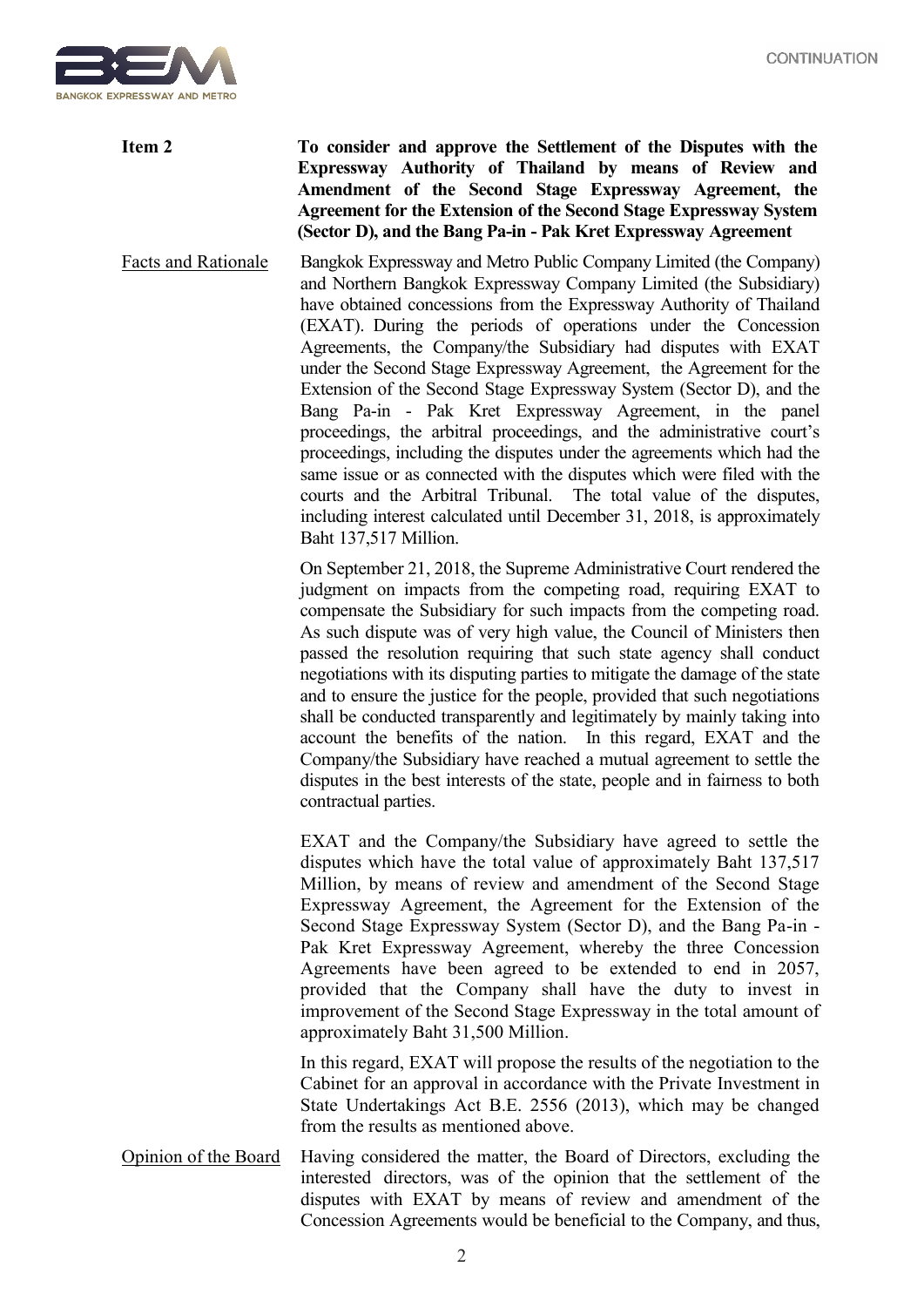**Item 2** **To consider and approve the Settlement of the Disputes with the Expressway Authority of Thailand by means of Review and Amendment of the Second Stage Expressway Agreement, the Agreement for the Extension of the Second Stage Expressway System (Sector D), and the Bang Pa-in - Pak Kret Expressway Agreement**

Facts and Rationale

Bangkok Expressway and Metro Public Company Limited (the Company) and Northern Bangkok Expressway Company Limited (the Subsidiary) have obtained concessions from the Expressway Authority of Thailand (EXAT). During the periods of operations under the Concession Agreements, the Company/the Subsidiary had disputes with EXAT under the Second Stage Expressway Agreement, the Agreement for the Extension of the Second Stage Expressway System (Sector D), and the Bang Pa-in - Pak Kret Expressway Agreement, in the panel proceedings, the arbitral proceedings, and the administrative court's proceedings, including the disputes under the agreements which had the same issue or as connected with the disputes which were filed with the courts and the Arbitral Tribunal. The total value of the disputes, including interest calculated until December 31, 2018, is approximately Baht 137,517 Million.

On September 21, 2018, the Supreme Administrative Court rendered the judgment on impacts from the competing road, requiring EXAT to compensate the Subsidiary for such impacts from the competing road. As such dispute was of very high value, the Council of Ministers then passed the resolution requiring that such state agency shall conduct negotiations with its disputing parties to mitigate the damage of the state and to ensure the justice for the people, provided that such negotiations shall be conducted transparently and legitimately by mainly taking into account the benefits of the nation. In this regard, EXAT and the Company/the Subsidiary have reached a mutual agreement to settle the disputes in the best interests of the state, people and in fairness to both contractual parties.

EXAT and the Company/the Subsidiary have agreed to settle the disputes which have the total value of approximately Baht 137,517 Million, by means of review and amendment of the Second Stage Expressway Agreement, the Agreement for the Extension of the Second Stage Expressway System (Sector D), and the Bang Pa-in - Pak Kret Expressway Agreement, whereby the three Concession Agreements have been agreed to be extended to end in 2057, provided that the Company shall have the duty to invest in improvement of the Second Stage Expressway in the total amount of approximately Baht 31,500 Million.

In this regard, EXAT will propose the results of the negotiation to the Cabinet for an approval in accordance with the Private Investment in State Undertakings Act B.E. 2556 (2013), which may be changed from the results as mentioned above.

Opinion of the Board

Having considered the matter, the Board of Directors, excluding the interested directors, was of the opinion that the settlement of the disputes with EXAT by means of review and amendment of the Concession Agreements would be beneficial to the Company, and thus,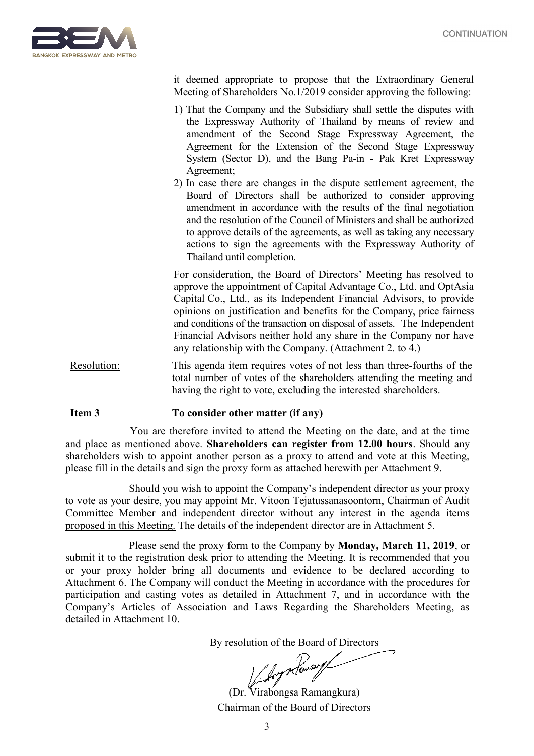it deemed appropriate to propose that the Extraordinary General Meeting of Shareholders No.1/2019 consider approving the following:

1) That the Company and the Subsidiary shall settle the disputes with the Expressway Authority of Thailand by means of review and amendment of the Second Stage Expressway Agreement, the Agreement for the Extension of the Second Stage Expressway System (Sector D), and the Bang Pa-in - Pak Kret Expressway Agreement;
2) In case there are changes in the dispute settlement agreement, the Board of Directors shall be authorized to consider approving amendment in accordance with the results of the final negotiation and the resolution of the Council of Ministers and shall be authorized to approve details of the agreements, as well as taking any necessary actions to sign the agreements with the Expressway Authority of Thailand until completion.

For consideration, the Board of Directors' Meeting has resolved to approve the appointment of Capital Advantage Co., Ltd. and OptAsia Capital Co., Ltd., as its Independent Financial Advisors, to provide opinions on justification and benefits for the Company, price fairness and conditions of the transaction on disposal of assets. The Independent Financial Advisors neither hold any share in the Company nor have any relationship with the Company. (Attachment 2. to 4.)

<u>Resolution:</u> This agenda item requires votes of not less than three-fourths of the total number of votes of the shareholders attending the meeting and having the right to vote, excluding the interested shareholders.

**Item 3 To consider other matter (if any)**

You are therefore invited to attend the Meeting on the date, and at the time and place as mentioned above. **Shareholders can register from 12.00 hours**. Should any shareholders wish to appoint another person as a proxy to attend and vote at this Meeting, please fill in the details and sign the proxy form as attached herewith per Attachment 9.

Should you wish to appoint the Company's independent director as your proxy to vote as your desire, you may appoint <u>Mr. Vitoon Tejatussanasoontorn, Chairman of Audit Committee Member and independent director without any interest in the agenda items proposed in this Meeting.</u> The details of the independent director are in Attachment 5.

Please send the proxy form to the Company by **Monday, March 11, 2019**, or submit it to the registration desk prior to attending the Meeting. It is recommended that you or your proxy holder bring all documents and evidence to be declared according to Attachment 6. The Company will conduct the Meeting in accordance with the procedures for participation and casting votes as detailed in Attachment 7, and in accordance with the Company's Articles of Association and Laws Regarding the Shareholders Meeting, as detailed in Attachment 10.

By resolution of the Board of Directors

(Dr. Virabongsa Ramangkura)
Chairman of the Board of Directors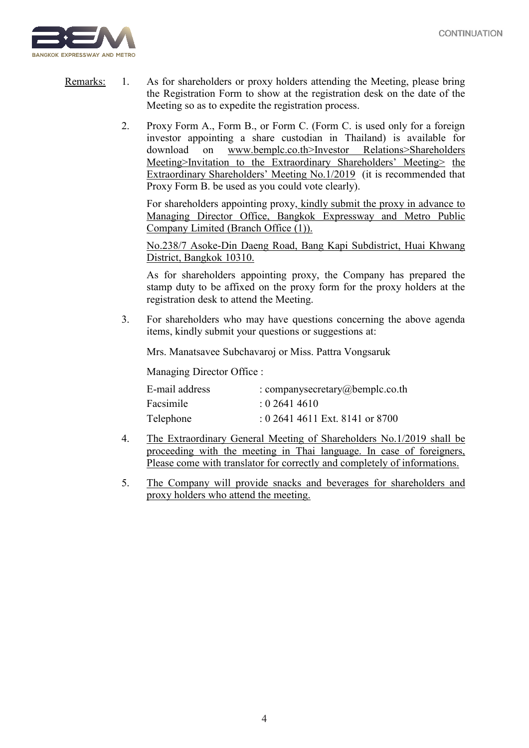Remarks:

1. As for shareholders or proxy holders attending the Meeting, please bring the Registration Form to show at the registration desk on the date of the Meeting so as to expedite the registration process.

2. Proxy Form A., Form B., or Form C. (Form C. is used only for a foreign investor appointing a share custodian in Thailand) is available for download on www.bemplc.co.th>Investor Relations>Shareholders Meeting>Invitation to the Extraordinary Shareholders' Meeting> the Extraordinary Shareholders' Meeting No.1/2019 (it is recommended that Proxy Form B. be used as you could vote clearly).

   For shareholders appointing proxy, kindly submit the proxy in advance to Managing Director Office, Bangkok Expressway and Metro Public Company Limited (Branch Office (1)).

   No.238/7 Asoke-Din Daeng Road, Bang Kapi Subdistrict, Huai Khwang District, Bangkok 10310.

   As for shareholders appointing proxy, the Company has prepared the stamp duty to be affixed on the proxy form for the proxy holders at the registration desk to attend the Meeting.

3. For shareholders who may have questions concerning the above agenda items, kindly submit your questions or suggestions at:

   Mrs. Manatsavee Subchavaroj or Miss. Pattra Vongsaruk

   Managing Director Office :

   | | |
   |---|---|
   | E-mail address | : companysecretary@bemplc.co.th |
   | Facsimile | : 0 2641 4610 |
   | Telephone | : 0 2641 4611 Ext. 8141 or 8700 |

4. The Extraordinary General Meeting of Shareholders No.1/2019 shall be proceeding with the meeting in Thai language. In case of foreigners, Please come with translator for correctly and completely of informations.

5. The Company will provide snacks and beverages for shareholders and proxy holders who attend the meeting.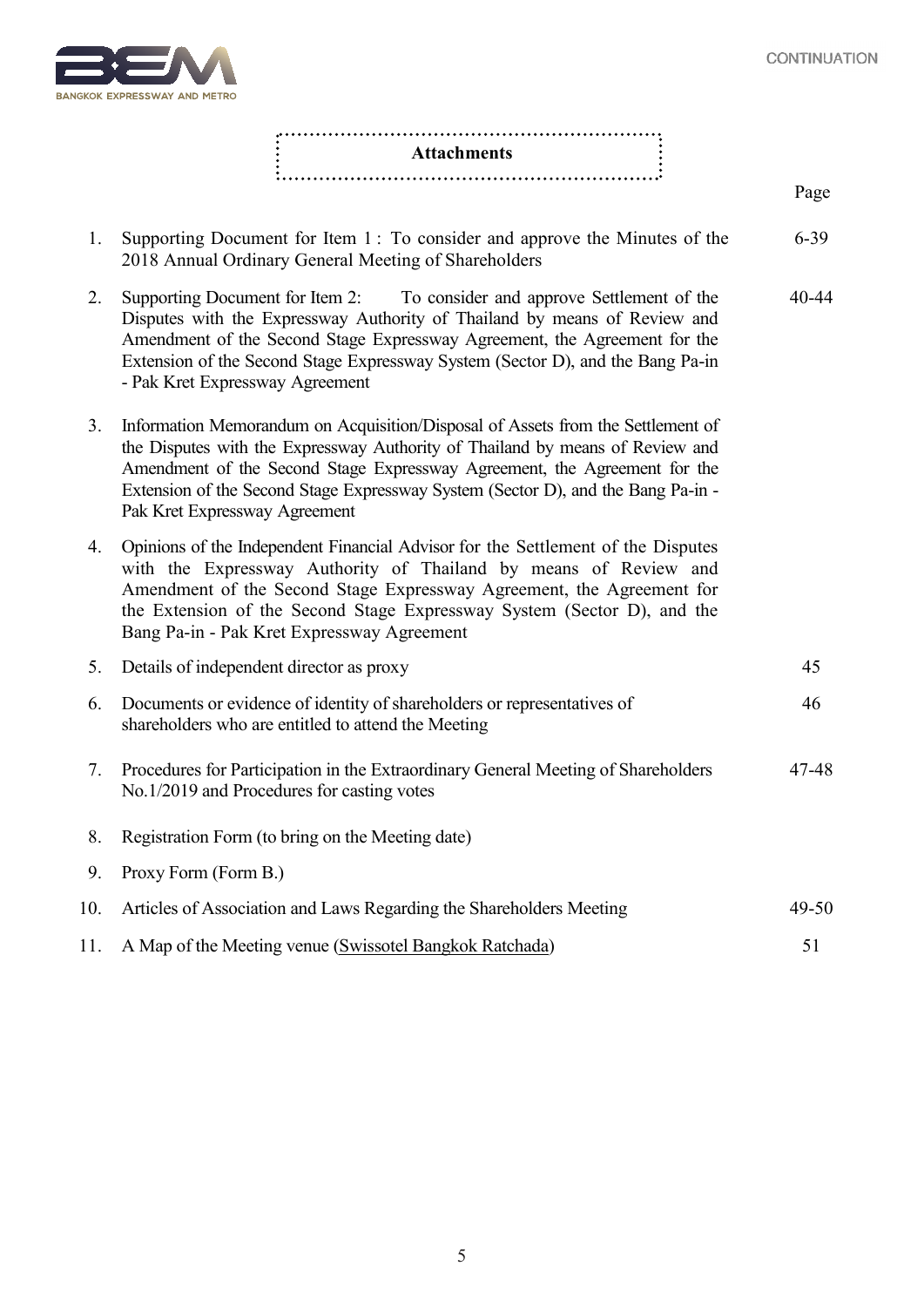## Attachments

| | | Page |
|---|---|---|
| 1. | Supporting Document for Item 1 : To consider and approve the Minutes of the 2018 Annual Ordinary General Meeting of Shareholders | 6-39 |
| 2. | Supporting Document for Item 2: To consider and approve Settlement of the Disputes with the Expressway Authority of Thailand by means of Review and Amendment of the Second Stage Expressway Agreement, the Agreement for the Extension of the Second Stage Expressway System (Sector D), and the Bang Pa-in - Pak Kret Expressway Agreement | 40-44 |
| 3. | Information Memorandum on Acquisition/Disposal of Assets from the Settlement of the Disputes with the Expressway Authority of Thailand by means of Review and Amendment of the Second Stage Expressway Agreement, the Agreement for the Extension of the Second Stage Expressway System (Sector D), and the Bang Pa-in - Pak Kret Expressway Agreement | |
| 4. | Opinions of the Independent Financial Advisor for the Settlement of the Disputes with the Expressway Authority of Thailand by means of Review and Amendment of the Second Stage Expressway Agreement, the Agreement for the Extension of the Second Stage Expressway System (Sector D), and the Bang Pa-in - Pak Kret Expressway Agreement | |
| 5. | Details of independent director as proxy | 45 |
| 6. | Documents or evidence of identity of shareholders or representatives of shareholders who are entitled to attend the Meeting | 46 |
| 7. | Procedures for Participation in the Extraordinary General Meeting of Shareholders No.1/2019 and Procedures for casting votes | 47-48 |
| 8. | Registration Form (to bring on the Meeting date) | |
| 9. | Proxy Form (Form B.) | |
| 10. | Articles of Association and Laws Regarding the Shareholders Meeting | 49-50 |
| 11. | A Map of the Meeting venue (Swissotel Bangkok Ratchada) | 51 |